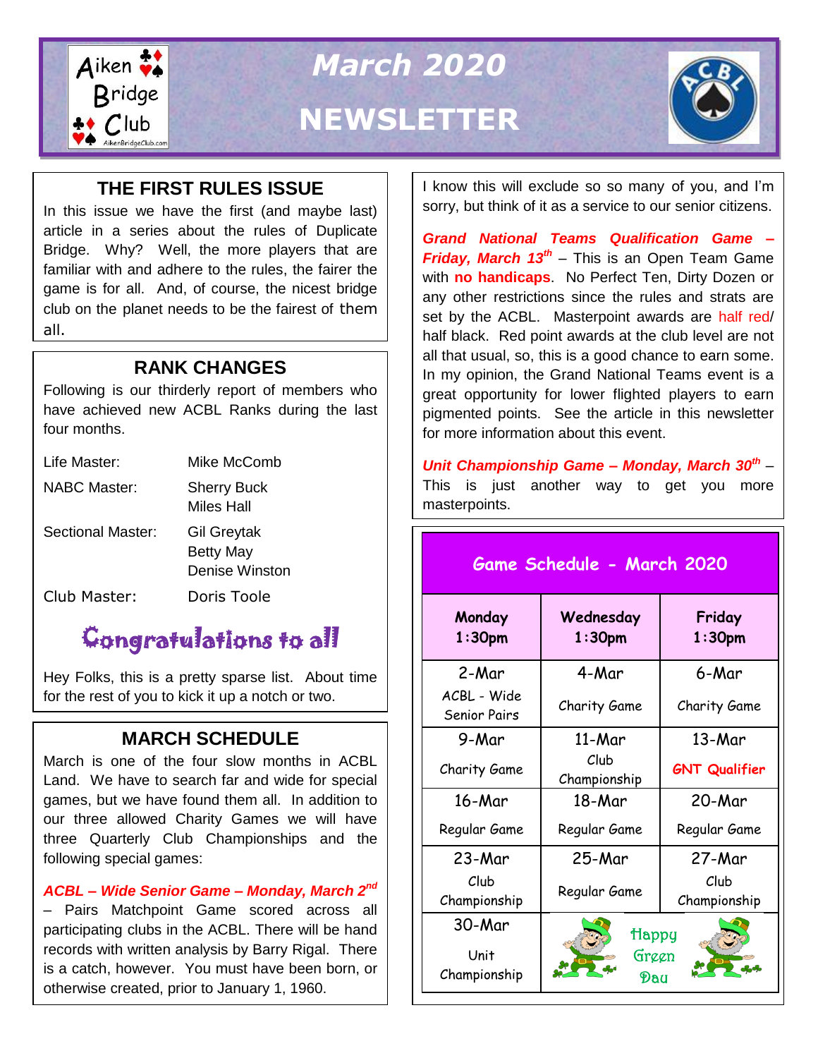# March 2020

# NEWSLETTER

## THE FIRST RULES ISSUE

In this issue we have the first (and maybe last) article in a series about the rules of Duplicate Bridge. Why? Well, the more players that are familiar with and adhere to the rules, the fairer the game is for all. And, of course, the nicest bridge club on the planet needs to be the fairest of them all.

## RANK CHANGES

Following is our thirderly report of members who have achieved new ACBL Ranks during the last four months.

| | |
|---|---|
| Life Master: | Mike McComb |
| NABC Master: | Sherry Buck<br>Miles Hall |
| Sectional Master: | Gil Greytak<br>Betty May<br>Denise Winston |
| Club Master: | Doris Toole |

**Congratulations to all**

Hey Folks, this is a pretty sparse list. About time for the rest of you to kick it up a notch or two.

## MARCH SCHEDULE

March is one of the four slow months in ACBL Land. We have to search far and wide for special games, but we have found them all. In addition to our three allowed Charity Games we will have three Quarterly Club Championships and the following special games:

***ACBL – Wide Senior Game – Monday, March 2nd*** – Pairs Matchpoint Game scored across all participating clubs in the ACBL. There will be hand records with written analysis by Barry Rigal. There is a catch, however. You must have been born, or otherwise created, prior to January 1, 1960.

I know this will exclude so so many of you, and I'm sorry, but think of it as a service to our senior citizens.

***Grand National Teams Qualification Game – Friday, March 13th*** – This is an Open Team Game with **no handicaps**. No Perfect Ten, Dirty Dozen or any other restrictions since the rules and strats are set by the ACBL. Masterpoint awards are half red/ half black. Red point awards at the club level are not all that usual, so, this is a good chance to earn some. In my opinion, the Grand National Teams event is a great opportunity for lower flighted players to earn pigmented points. See the article in this newsletter for more information about this event.

***Unit Championship Game – Monday, March 30th*** – This is just another way to get you more masterpoints.

**Game Schedule - March 2020**

| Monday 1:30pm | Wednesday 1:30pm | Friday 1:30pm |
|---|---|---|
| 2-Mar<br>ACBL - Wide Senior Pairs | 4-Mar<br>Charity Game | 6-Mar<br>Charity Game |
| 9-Mar<br>Charity Game | 11-Mar<br>Club Championship | 13-Mar<br>GNT Qualifier |
| 16-Mar<br>Regular Game | 18-Mar<br>Regular Game | 20-Mar<br>Regular Game |
| 23-Mar<br>Club Championship | 25-Mar<br>Regular Game | 27-Mar<br>Club Championship |
| 30-Mar<br>Unit Championship | Happy Green Day | |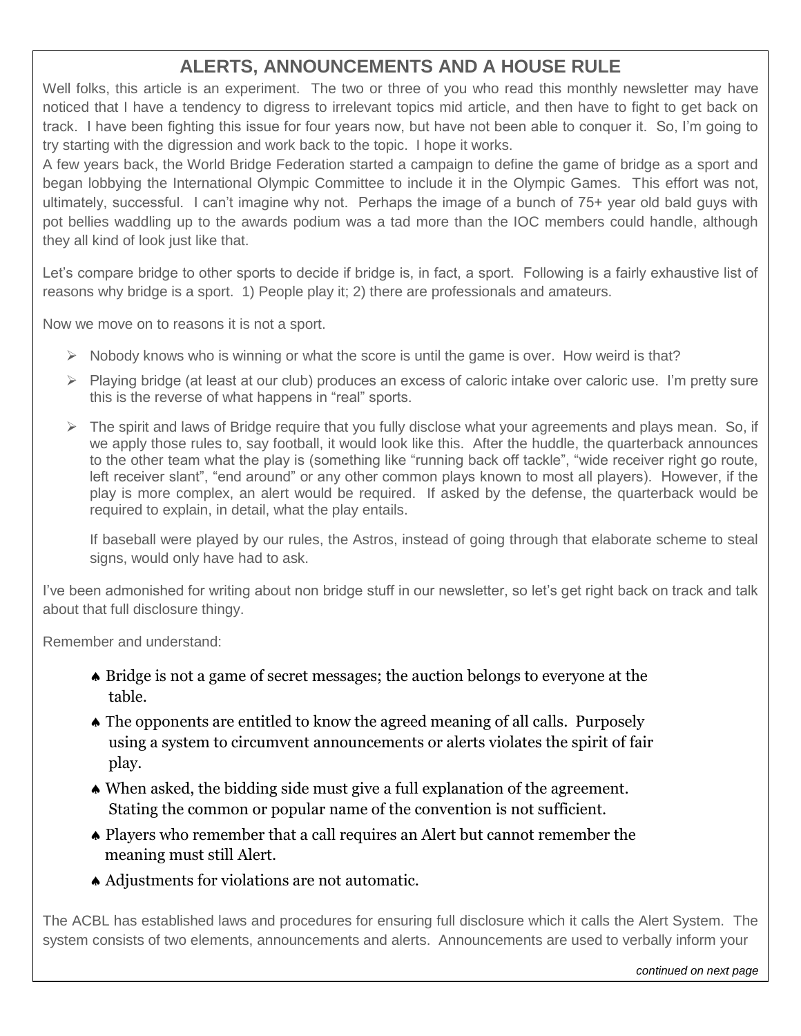## ALERTS, ANNOUNCEMENTS AND A HOUSE RULE

Well folks, this article is an experiment. The two or three of you who read this monthly newsletter may have noticed that I have a tendency to digress to irrelevant topics mid article, and then have to fight to get back on track. I have been fighting this issue for four years now, but have not been able to conquer it. So, I'm going to try starting with the digression and work back to the topic. I hope it works.

A few years back, the World Bridge Federation started a campaign to define the game of bridge as a sport and began lobbying the International Olympic Committee to include it in the Olympic Games. This effort was not, ultimately, successful. I can't imagine why not. Perhaps the image of a bunch of 75+ year old bald guys with pot bellies waddling up to the awards podium was a tad more than the IOC members could handle, although they all kind of look just like that.

Let's compare bridge to other sports to decide if bridge is, in fact, a sport. Following is a fairly exhaustive list of reasons why bridge is a sport. 1) People play it; 2) there are professionals and amateurs.

Now we move on to reasons it is not a sport.

- Nobody knows who is winning or what the score is until the game is over. How weird is that?
- Playing bridge (at least at our club) produces an excess of caloric intake over caloric use. I'm pretty sure this is the reverse of what happens in "real" sports.
- The spirit and laws of Bridge require that you fully disclose what your agreements and plays mean. So, if we apply those rules to, say football, it would look like this. After the huddle, the quarterback announces to the other team what the play is (something like "running back off tackle", "wide receiver right go route, left receiver slant", "end around" or any other common plays known to most all players). However, if the play is more complex, an alert would be required. If asked by the defense, the quarterback would be required to explain, in detail, what the play entails.

  If baseball were played by our rules, the Astros, instead of going through that elaborate scheme to steal signs, would only have had to ask.

I've been admonished for writing about non bridge stuff in our newsletter, so let's get right back on track and talk about that full disclosure thingy.

Remember and understand:

- ♠ Bridge is not a game of secret messages; the auction belongs to everyone at the table.
- ♠ The opponents are entitled to know the agreed meaning of all calls. Purposely using a system to circumvent announcements or alerts violates the spirit of fair play.
- ♠ When asked, the bidding side must give a full explanation of the agreement. Stating the common or popular name of the convention is not sufficient.
- ♠ Players who remember that a call requires an Alert but cannot remember the meaning must still Alert.
- ♠ Adjustments for violations are not automatic.

The ACBL has established laws and procedures for ensuring full disclosure which it calls the Alert System. The system consists of two elements, announcements and alerts. Announcements are used to verbally inform your

*continued on next page*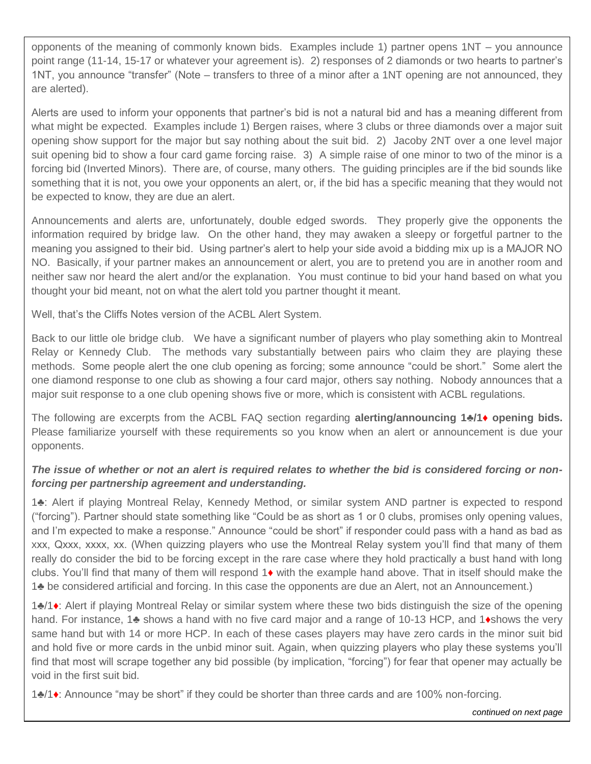opponents of the meaning of commonly known bids. Examples include 1) partner opens 1NT – you announce point range (11-14, 15-17 or whatever your agreement is). 2) responses of 2 diamonds or two hearts to partner's 1NT, you announce "transfer" (Note – transfers to three of a minor after a 1NT opening are not announced, they are alerted).

Alerts are used to inform your opponents that partner's bid is not a natural bid and has a meaning different from what might be expected. Examples include 1) Bergen raises, where 3 clubs or three diamonds over a major suit opening show support for the major but say nothing about the suit bid. 2) Jacoby 2NT over a one level major suit opening bid to show a four card game forcing raise. 3) A simple raise of one minor to two of the minor is a forcing bid (Inverted Minors). There are, of course, many others. The guiding principles are if the bid sounds like something that it is not, you owe your opponents an alert, or, if the bid has a specific meaning that they would not be expected to know, they are due an alert.

Announcements and alerts are, unfortunately, double edged swords. They properly give the opponents the information required by bridge law. On the other hand, they may awaken a sleepy or forgetful partner to the meaning you assigned to their bid. Using partner's alert to help your side avoid a bidding mix up is a MAJOR NO NO. Basically, if your partner makes an announcement or alert, you are to pretend you are in another room and neither saw nor heard the alert and/or the explanation. You must continue to bid your hand based on what you thought your bid meant, not on what the alert told you partner thought it meant.

Well, that's the Cliffs Notes version of the ACBL Alert System.

Back to our little ole bridge club. We have a significant number of players who play something akin to Montreal Relay or Kennedy Club. The methods vary substantially between pairs who claim they are playing these methods. Some people alert the one club opening as forcing; some announce "could be short." Some alert the one diamond response to one club as showing a four card major, others say nothing. Nobody announces that a major suit response to a one club opening shows five or more, which is consistent with ACBL regulations.

The following are excerpts from the ACBL FAQ section regarding **alerting/announcing 1♣/1♦ opening bids.** Please familiarize yourself with these requirements so you know when an alert or announcement is due your opponents.

***The issue of whether or not an alert is required relates to whether the bid is considered forcing or non-forcing per partnership agreement and understanding.***

1♣: Alert if playing Montreal Relay, Kennedy Method, or similar system AND partner is expected to respond ("forcing"). Partner should state something like "Could be as short as 1 or 0 clubs, promises only opening values, and I'm expected to make a response." Announce "could be short" if responder could pass with a hand as bad as xxx, Qxxx, xxxx, xx. (When quizzing players who use the Montreal Relay system you'll find that many of them really do consider the bid to be forcing except in the rare case where they hold practically a bust hand with long clubs. You'll find that many of them will respond 1♦ with the example hand above. That in itself should make the 1♣ be considered artificial and forcing. In this case the opponents are due an Alert, not an Announcement.)

1♣/1♦: Alert if playing Montreal Relay or similar system where these two bids distinguish the size of the opening hand. For instance, 1♣ shows a hand with no five card major and a range of 10-13 HCP, and 1♦shows the very same hand but with 14 or more HCP. In each of these cases players may have zero cards in the minor suit bid and hold five or more cards in the unbid minor suit. Again, when quizzing players who play these systems you'll find that most will scrape together any bid possible (by implication, "forcing") for fear that opener may actually be void in the first suit bid.

1♣/1♦: Announce "may be short" if they could be shorter than three cards and are 100% non-forcing.

*continued on next page*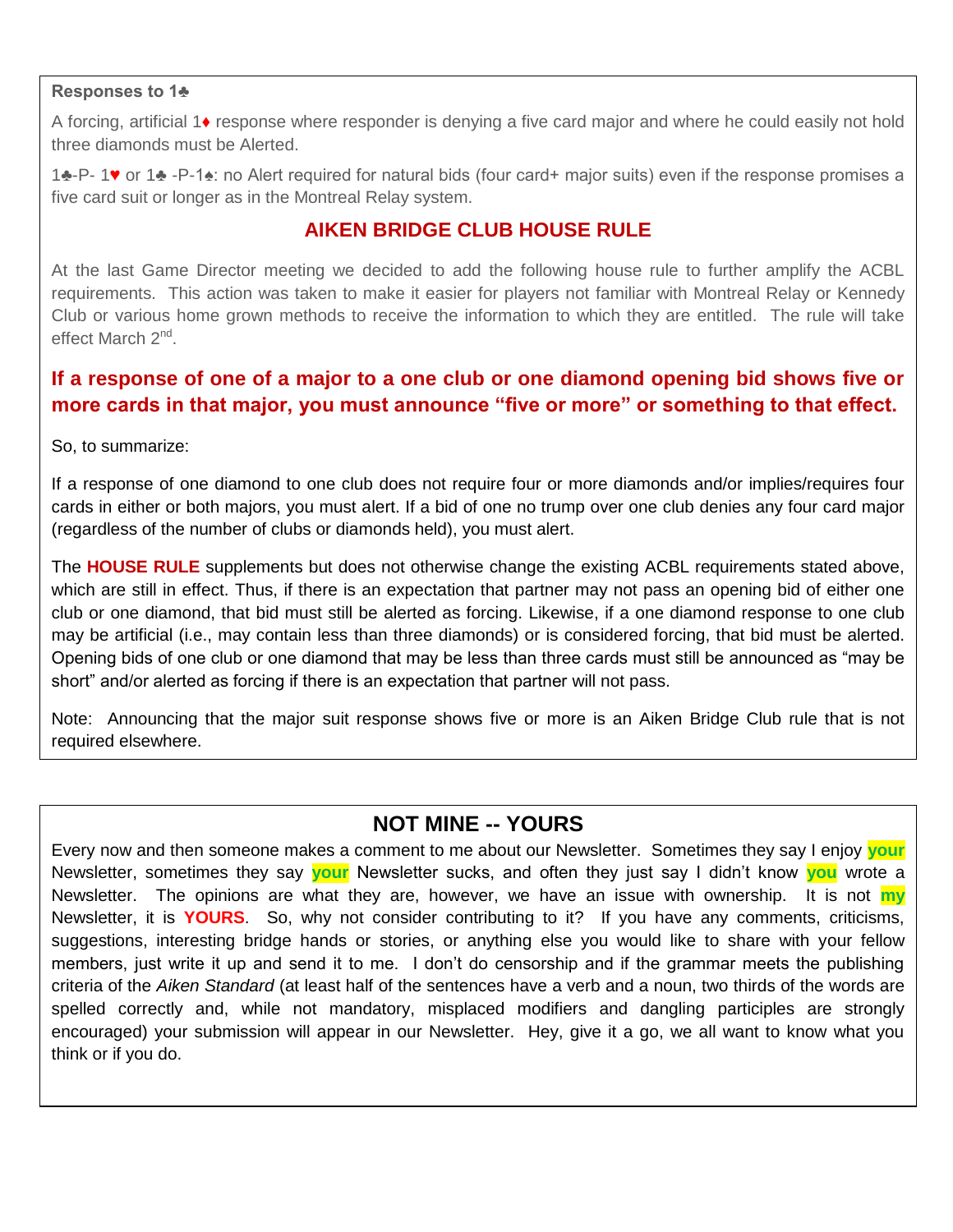### Responses to 1♣

A forcing, artificial 1♦ response where responder is denying a five card major and where he could easily not hold three diamonds must be Alerted.

1♣-P- 1♥ or 1♣ -P-1♠: no Alert required for natural bids (four card+ major suits) even if the response promises a five card suit or longer as in the Montreal Relay system.

## AIKEN BRIDGE CLUB HOUSE RULE

At the last Game Director meeting we decided to add the following house rule to further amplify the ACBL requirements. This action was taken to make it easier for players not familiar with Montreal Relay or Kennedy Club or various home grown methods to receive the information to which they are entitled. The rule will take effect March 2nd.

**If a response of one of a major to a one club or one diamond opening bid shows five or more cards in that major, you must announce "five or more" or something to that effect.**

So, to summarize:

If a response of one diamond to one club does not require four or more diamonds and/or implies/requires four cards in either or both majors, you must alert. If a bid of one no trump over one club denies any four card major (regardless of the number of clubs or diamonds held), you must alert.

The **HOUSE RULE** supplements but does not otherwise change the existing ACBL requirements stated above, which are still in effect. Thus, if there is an expectation that partner may not pass an opening bid of either one club or one diamond, that bid must still be alerted as forcing. Likewise, if a one diamond response to one club may be artificial (i.e., may contain less than three diamonds) or is considered forcing, that bid must be alerted. Opening bids of one club or one diamond that may be less than three cards must still be announced as "may be short" and/or alerted as forcing if there is an expectation that partner will not pass.

Note: Announcing that the major suit response shows five or more is an Aiken Bridge Club rule that is not required elsewhere.

## NOT MINE -- YOURS

Every now and then someone makes a comment to me about our Newsletter. Sometimes they say I enjoy **your** Newsletter, sometimes they say **your** Newsletter sucks, and often they just say I didn't know **you** wrote a Newsletter. The opinions are what they are, however, we have an issue with ownership. It is not **my** Newsletter, it is **YOURS**. So, why not consider contributing to it? If you have any comments, criticisms, suggestions, interesting bridge hands or stories, or anything else you would like to share with your fellow members, just write it up and send it to me. I don't do censorship and if the grammar meets the publishing criteria of the *Aiken Standard* (at least half of the sentences have a verb and a noun, two thirds of the words are spelled correctly and, while not mandatory, misplaced modifiers and dangling participles are strongly encouraged) your submission will appear in our Newsletter. Hey, give it a go, we all want to know what you think or if you do.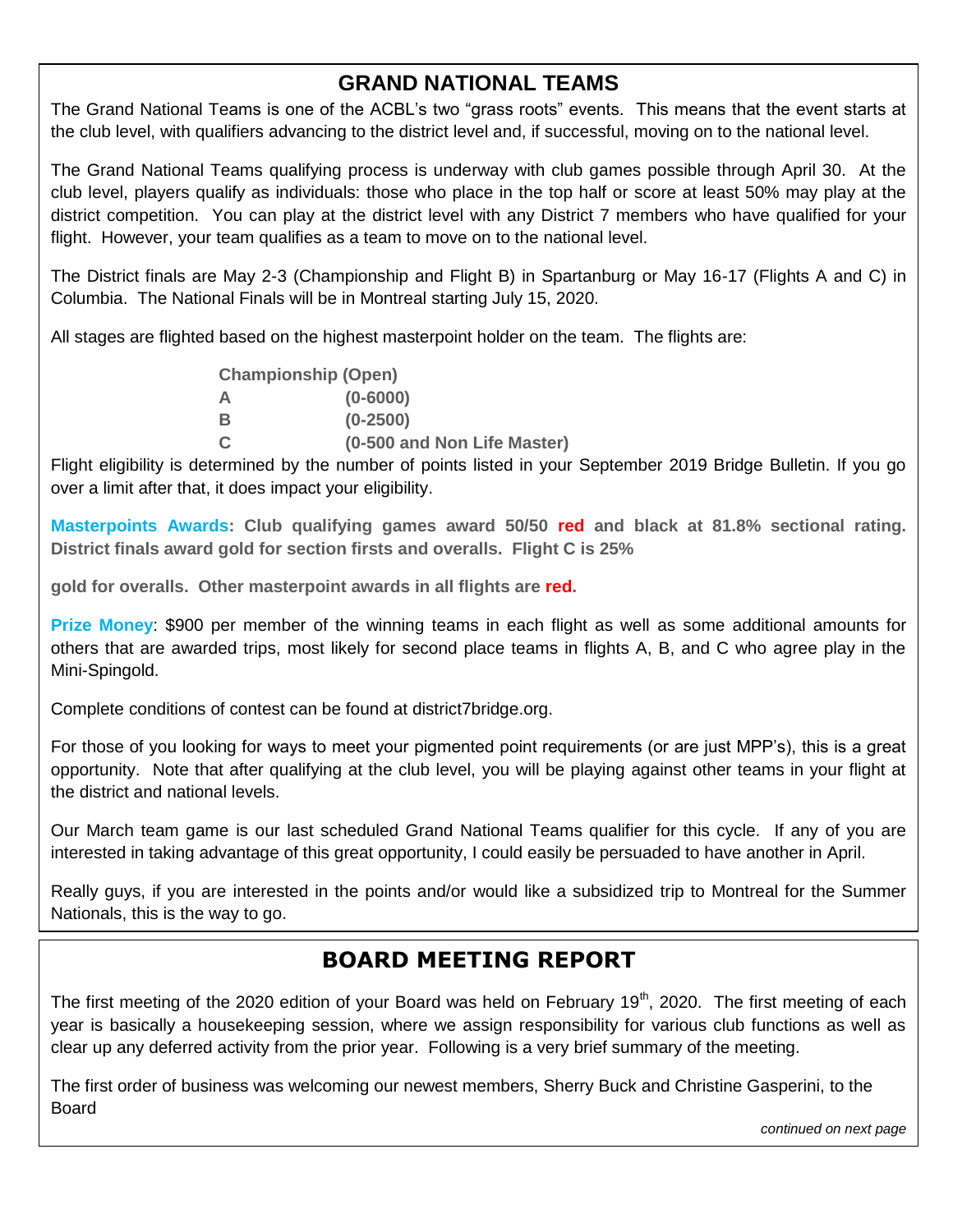## GRAND NATIONAL TEAMS

The Grand National Teams is one of the ACBL's two "grass roots" events. This means that the event starts at the club level, with qualifiers advancing to the district level and, if successful, moving on to the national level.

The Grand National Teams qualifying process is underway with club games possible through April 30. At the club level, players qualify as individuals: those who place in the top half or score at least 50% may play at the district competition. You can play at the district level with any District 7 members who have qualified for your flight. However, your team qualifies as a team to move on to the national level.

The District finals are May 2-3 (Championship and Flight B) in Spartanburg or May 16-17 (Flights A and C) in Columbia. The National Finals will be in Montreal starting July 15, 2020.

All stages are flighted based on the highest masterpoint holder on the team. The flights are:

| | |
|---|---|
| **Championship (Open)** | |
| **A** | **(0-6000)** |
| **B** | **(0-2500)** |
| **C** | **(0-500 and Non Life Master)** |

Flight eligibility is determined by the number of points listed in your September 2019 Bridge Bulletin. If you go over a limit after that, it does impact your eligibility.

**Masterpoints Awards: Club qualifying games award 50/50 red and black at 81.8% sectional rating. District finals award gold for section firsts and overalls. Flight C is 25%**

**gold for overalls. Other masterpoint awards in all flights are red.**

**Prize Money**: $900 per member of the winning teams in each flight as well as some additional amounts for others that are awarded trips, most likely for second place teams in flights A, B, and C who agree play in the Mini-Spingold.

Complete conditions of contest can be found at district7bridge.org.

For those of you looking for ways to meet your pigmented point requirements (or are just MPP's), this is a great opportunity. Note that after qualifying at the club level, you will be playing against other teams in your flight at the district and national levels.

Our March team game is our last scheduled Grand National Teams qualifier for this cycle. If any of you are interested in taking advantage of this great opportunity, I could easily be persuaded to have another in April.

Really guys, if you are interested in the points and/or would like a subsidized trip to Montreal for the Summer Nationals, this is the way to go.

## BOARD MEETING REPORT

The first meeting of the 2020 edition of your Board was held on February 19th, 2020. The first meeting of each year is basically a housekeeping session, where we assign responsibility for various club functions as well as clear up any deferred activity from the prior year. Following is a very brief summary of the meeting.

The first order of business was welcoming our newest members, Sherry Buck and Christine Gasperini, to the Board

*continued on next page*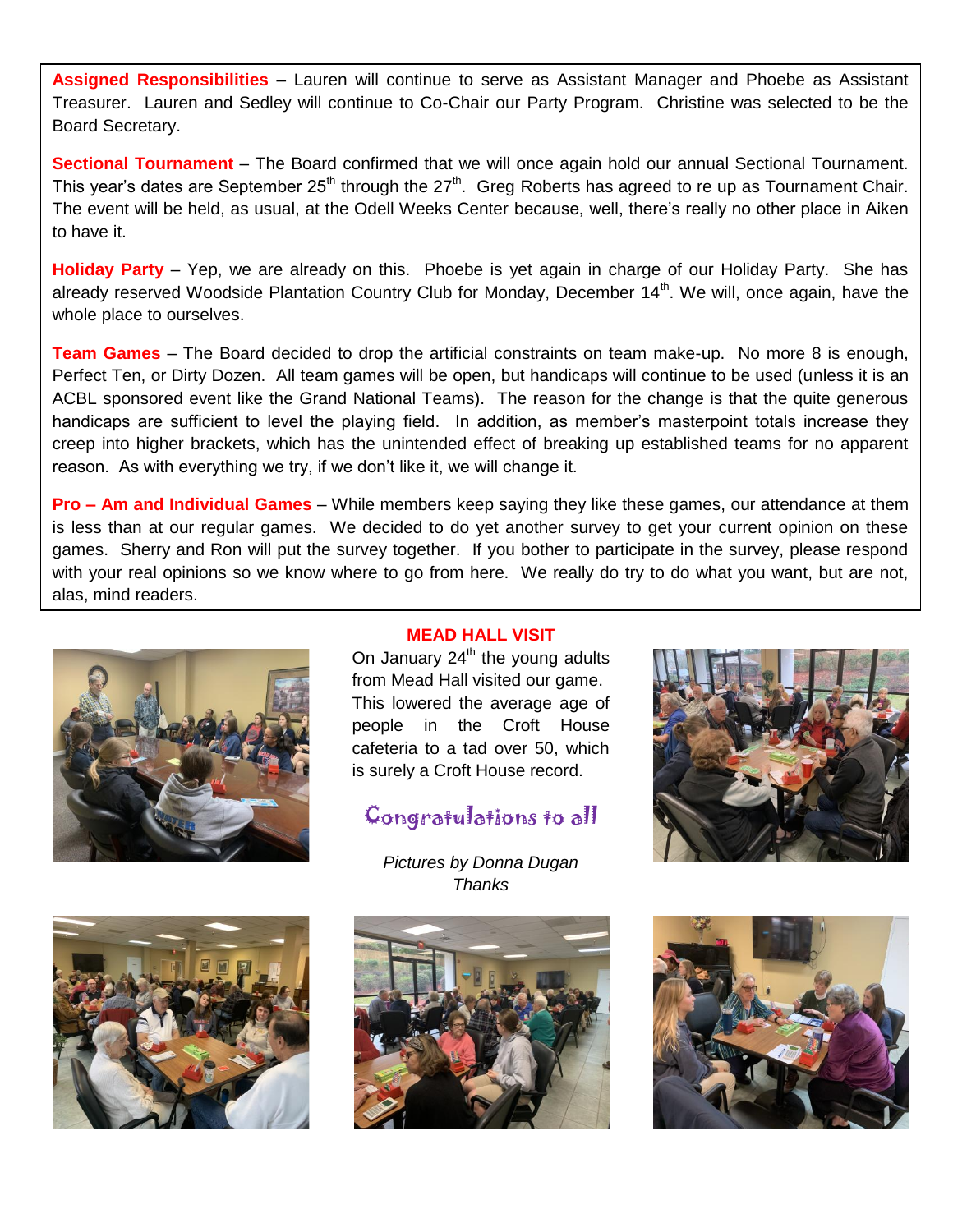**Assigned Responsibilities** – Lauren will continue to serve as Assistant Manager and Phoebe as Assistant Treasurer. Lauren and Sedley will continue to Co-Chair our Party Program. Christine was selected to be the Board Secretary.

**Sectional Tournament** – The Board confirmed that we will once again hold our annual Sectional Tournament. This year's dates are September 25th through the 27th. Greg Roberts has agreed to re up as Tournament Chair. The event will be held, as usual, at the Odell Weeks Center because, well, there's really no other place in Aiken to have it.

**Holiday Party** – Yep, we are already on this. Phoebe is yet again in charge of our Holiday Party. She has already reserved Woodside Plantation Country Club for Monday, December 14th. We will, once again, have the whole place to ourselves.

**Team Games** – The Board decided to drop the artificial constraints on team make-up. No more 8 is enough, Perfect Ten, or Dirty Dozen. All team games will be open, but handicaps will continue to be used (unless it is an ACBL sponsored event like the Grand National Teams). The reason for the change is that the quite generous handicaps are sufficient to level the playing field. In addition, as member's masterpoint totals increase they creep into higher brackets, which has the unintended effect of breaking up established teams for no apparent reason. As with everything we try, if we don't like it, we will change it.

**Pro – Am and Individual Games** – While members keep saying they like these games, our attendance at them is less than at our regular games. We decided to do yet another survey to get your current opinion on these games. Sherry and Ron will put the survey together. If you bother to participate in the survey, please respond with your real opinions so we know where to go from here. We really do try to do what you want, but are not, alas, mind readers.

## MEAD HALL VISIT

On January 24th the young adults from Mead Hall visited our game. This lowered the average age of people in the Croft House cafeteria to a tad over 50, which is surely a Croft House record.

Congratulations to all

*Pictures by Donna Dugan*
*Thanks*